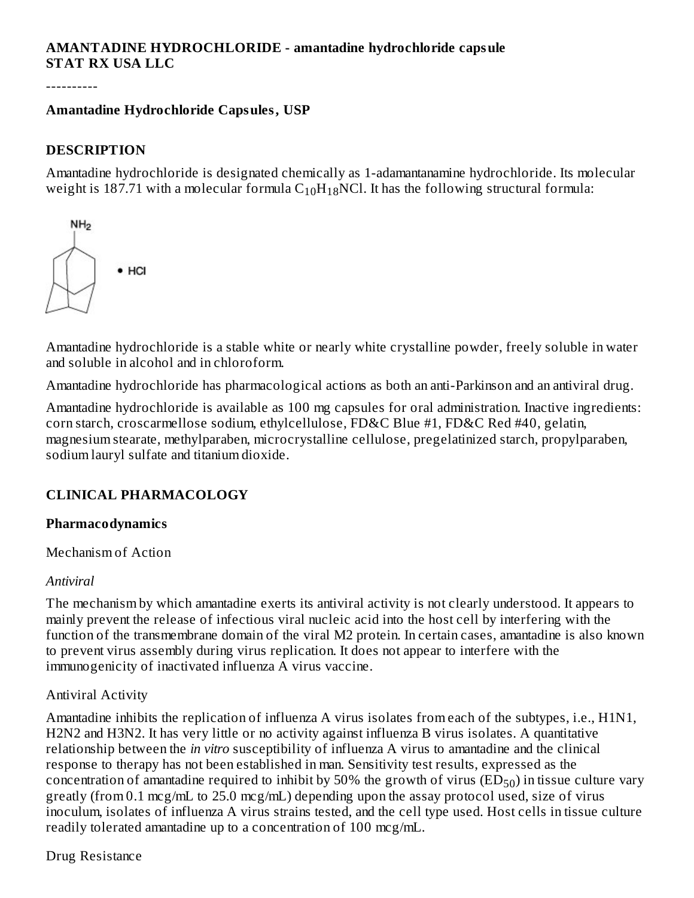**AMANTADINE HYDROCHLORIDE - amantadine hydrochloride capsule**
**STAT RX USA LLC**

----------

**Amantadine Hydrochloride Capsules, USP**

## DESCRIPTION

Amantadine hydrochloride is designated chemically as 1-adamantanamine hydrochloride. Its molecular weight is 187.71 with a molecular formula $C_{10}H_{18}NCl$. It has the following structural formula:

Amantadine hydrochloride is a stable white or nearly white crystalline powder, freely soluble in water and soluble in alcohol and in chloroform.

Amantadine hydrochloride has pharmacological actions as both an anti-Parkinson and an antiviral drug.

Amantadine hydrochloride is available as 100 mg capsules for oral administration. Inactive ingredients: corn starch, croscarmellose sodium, ethylcellulose, FD&C Blue #1, FD&C Red #40, gelatin, magnesium stearate, methylparaben, microcrystalline cellulose, pregelatinized starch, propylparaben, sodium lauryl sulfate and titanium dioxide.

## CLINICAL PHARMACOLOGY

### Pharmacodynamics

Mechanism of Action

*Antiviral*

The mechanism by which amantadine exerts its antiviral activity is not clearly understood. It appears to mainly prevent the release of infectious viral nucleic acid into the host cell by interfering with the function of the transmembrane domain of the viral M2 protein. In certain cases, amantadine is also known to prevent virus assembly during virus replication. It does not appear to interfere with the immunogenicity of inactivated influenza A virus vaccine.

Antiviral Activity

Amantadine inhibits the replication of influenza A virus isolates from each of the subtypes, i.e., H1N1, H2N2 and H3N2. It has very little or no activity against influenza B virus isolates. A quantitative relationship between the *in vitro* susceptibility of influenza A virus to amantadine and the clinical response to therapy has not been established in man. Sensitivity test results, expressed as the concentration of amantadine required to inhibit by 50% the growth of virus ($ED_{50}$) in tissue culture vary greatly (from 0.1 mcg/mL to 25.0 mcg/mL) depending upon the assay protocol used, size of virus inoculum, isolates of influenza A virus strains tested, and the cell type used. Host cells in tissue culture readily tolerated amantadine up to a concentration of 100 mcg/mL.

Drug Resistance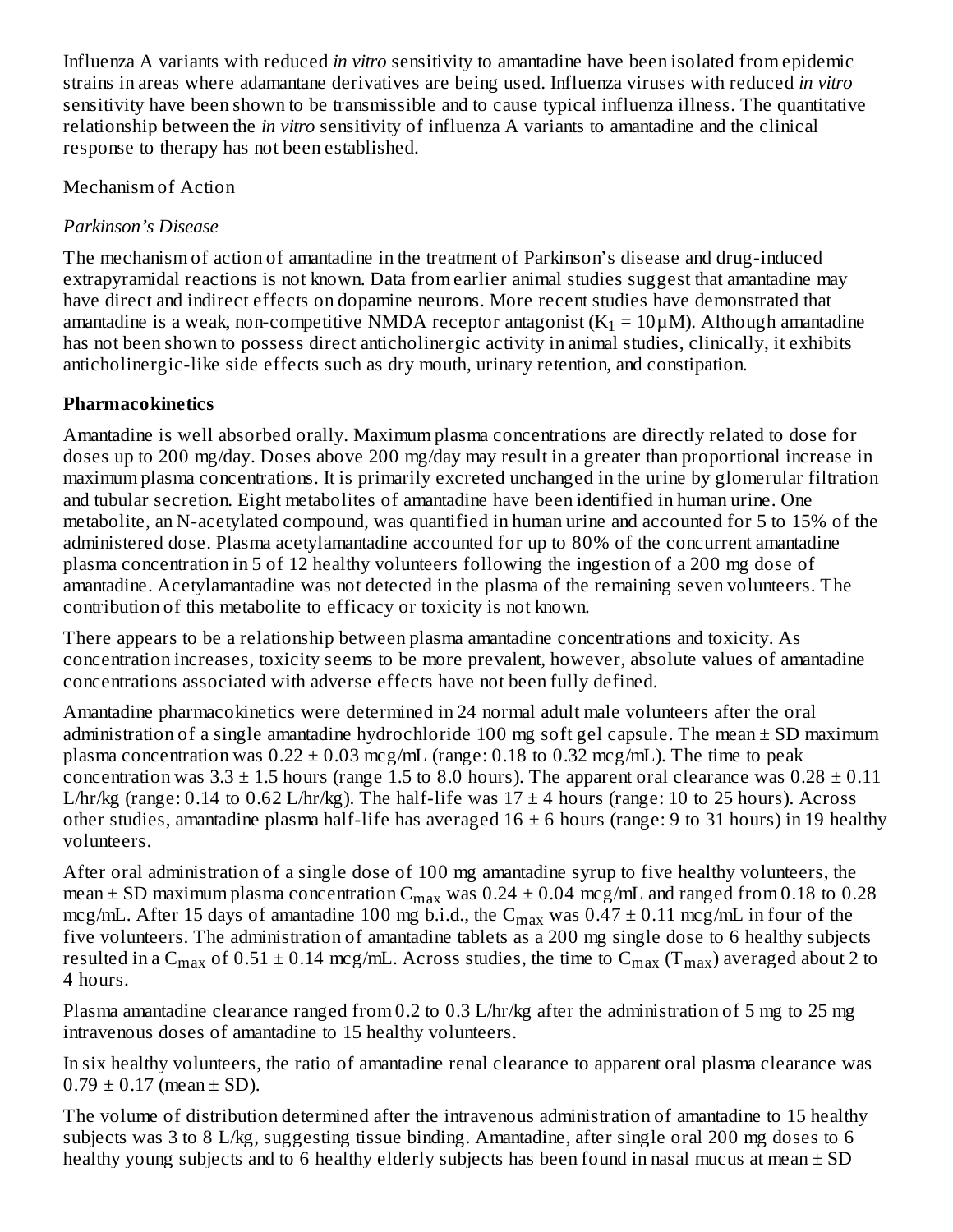Influenza A variants with reduced *in vitro* sensitivity to amantadine have been isolated from epidemic strains in areas where adamantane derivatives are being used. Influenza viruses with reduced *in vitro* sensitivity have been shown to be transmissible and to cause typical influenza illness. The quantitative relationship between the *in vitro* sensitivity of influenza A variants to amantadine and the clinical response to therapy has not been established.

Mechanism of Action

*Parkinson's Disease*

The mechanism of action of amantadine in the treatment of Parkinson's disease and drug-induced extrapyramidal reactions is not known. Data from earlier animal studies suggest that amantadine may have direct and indirect effects on dopamine neurons. More recent studies have demonstrated that amantadine is a weak, non-competitive NMDA receptor antagonist ($K_1$ = 10µM). Although amantadine has not been shown to possess direct anticholinergic activity in animal studies, clinically, it exhibits anticholinergic-like side effects such as dry mouth, urinary retention, and constipation.

**Pharmacokinetics**

Amantadine is well absorbed orally. Maximum plasma concentrations are directly related to dose for doses up to 200 mg/day. Doses above 200 mg/day may result in a greater than proportional increase in maximum plasma concentrations. It is primarily excreted unchanged in the urine by glomerular filtration and tubular secretion. Eight metabolites of amantadine have been identified in human urine. One metabolite, an N-acetylated compound, was quantified in human urine and accounted for 5 to 15% of the administered dose. Plasma acetylamantadine accounted for up to 80% of the concurrent amantadine plasma concentration in 5 of 12 healthy volunteers following the ingestion of a 200 mg dose of amantadine. Acetylamantadine was not detected in the plasma of the remaining seven volunteers. The contribution of this metabolite to efficacy or toxicity is not known.

There appears to be a relationship between plasma amantadine concentrations and toxicity. As concentration increases, toxicity seems to be more prevalent, however, absolute values of amantadine concentrations associated with adverse effects have not been fully defined.

Amantadine pharmacokinetics were determined in 24 normal adult male volunteers after the oral administration of a single amantadine hydrochloride 100 mg soft gel capsule. The mean ± SD maximum plasma concentration was 0.22 ± 0.03 mcg/mL (range: 0.18 to 0.32 mcg/mL). The time to peak concentration was 3.3 ± 1.5 hours (range 1.5 to 8.0 hours). The apparent oral clearance was 0.28 ± 0.11 L/hr/kg (range: 0.14 to 0.62 L/hr/kg). The half-life was 17 ± 4 hours (range: 10 to 25 hours). Across other studies, amantadine plasma half-life has averaged 16 ± 6 hours (range: 9 to 31 hours) in 19 healthy volunteers.

After oral administration of a single dose of 100 mg amantadine syrup to five healthy volunteers, the mean ± SD maximum plasma concentration $C_{max}$ was 0.24 ± 0.04 mcg/mL and ranged from 0.18 to 0.28 mcg/mL. After 15 days of amantadine 100 mg b.i.d., the $C_{max}$ was 0.47 ± 0.11 mcg/mL in four of the five volunteers. The administration of amantadine tablets as a 200 mg single dose to 6 healthy subjects resulted in a $C_{max}$ of 0.51 ± 0.14 mcg/mL. Across studies, the time to $C_{max}$ ($T_{max}$) averaged about 2 to 4 hours.

Plasma amantadine clearance ranged from 0.2 to 0.3 L/hr/kg after the administration of 5 mg to 25 mg intravenous doses of amantadine to 15 healthy volunteers.

In six healthy volunteers, the ratio of amantadine renal clearance to apparent oral plasma clearance was 0.79 ± 0.17 (mean ± SD).

The volume of distribution determined after the intravenous administration of amantadine to 15 healthy subjects was 3 to 8 L/kg, suggesting tissue binding. Amantadine, after single oral 200 mg doses to 6 healthy young subjects and to 6 healthy elderly subjects has been found in nasal mucus at mean ± SD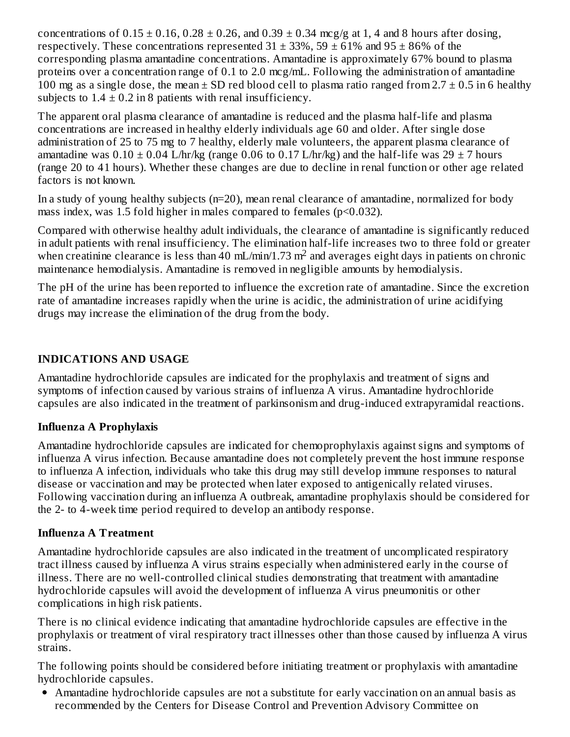concentrations of $0.15 \pm 0.16$, $0.28 \pm 0.26$, and $0.39 \pm 0.34$ mcg/g at 1, 4 and 8 hours after dosing, respectively. These concentrations represented $31 \pm 33\%$, $59 \pm 61\%$ and $95 \pm 86\%$ of the corresponding plasma amantadine concentrations. Amantadine is approximately 67% bound to plasma proteins over a concentration range of 0.1 to 2.0 mcg/mL. Following the administration of amantadine 100 mg as a single dose, the mean ± SD red blood cell to plasma ratio ranged from $2.7 \pm 0.5$ in 6 healthy subjects to $1.4 \pm 0.2$ in 8 patients with renal insufficiency.

The apparent oral plasma clearance of amantadine is reduced and the plasma half-life and plasma concentrations are increased in healthy elderly individuals age 60 and older. After single dose administration of 25 to 75 mg to 7 healthy, elderly male volunteers, the apparent plasma clearance of amantadine was $0.10 \pm 0.04$ L/hr/kg (range 0.06 to 0.17 L/hr/kg) and the half-life was $29 \pm 7$ hours (range 20 to 41 hours). Whether these changes are due to decline in renal function or other age related factors is not known.

In a study of young healthy subjects (n=20), mean renal clearance of amantadine, normalized for body mass index, was 1.5 fold higher in males compared to females ($p<0.032$).

Compared with otherwise healthy adult individuals, the clearance of amantadine is significantly reduced in adult patients with renal insufficiency. The elimination half-life increases two to three fold or greater when creatinine clearance is less than 40 mL/min/1.73 $m^2$ and averages eight days in patients on chronic maintenance hemodialysis. Amantadine is removed in negligible amounts by hemodialysis.

The pH of the urine has been reported to influence the excretion rate of amantadine. Since the excretion rate of amantadine increases rapidly when the urine is acidic, the administration of urine acidifying drugs may increase the elimination of the drug from the body.

## INDICATIONS AND USAGE

Amantadine hydrochloride capsules are indicated for the prophylaxis and treatment of signs and symptoms of infection caused by various strains of influenza A virus. Amantadine hydrochloride capsules are also indicated in the treatment of parkinsonism and drug-induced extrapyramidal reactions.

### Influenza A Prophylaxis

Amantadine hydrochloride capsules are indicated for chemoprophylaxis against signs and symptoms of influenza A virus infection. Because amantadine does not completely prevent the host immune response to influenza A infection, individuals who take this drug may still develop immune responses to natural disease or vaccination and may be protected when later exposed to antigenically related viruses. Following vaccination during an influenza A outbreak, amantadine prophylaxis should be considered for the 2- to 4-week time period required to develop an antibody response.

### Influenza A Treatment

Amantadine hydrochloride capsules are also indicated in the treatment of uncomplicated respiratory tract illness caused by influenza A virus strains especially when administered early in the course of illness. There are no well-controlled clinical studies demonstrating that treatment with amantadine hydrochloride capsules will avoid the development of influenza A virus pneumonitis or other complications in high risk patients.

There is no clinical evidence indicating that amantadine hydrochloride capsules are effective in the prophylaxis or treatment of viral respiratory tract illnesses other than those caused by influenza A virus strains.

The following points should be considered before initiating treatment or prophylaxis with amantadine hydrochloride capsules.

- Amantadine hydrochloride capsules are not a substitute for early vaccination on an annual basis as recommended by the Centers for Disease Control and Prevention Advisory Committee on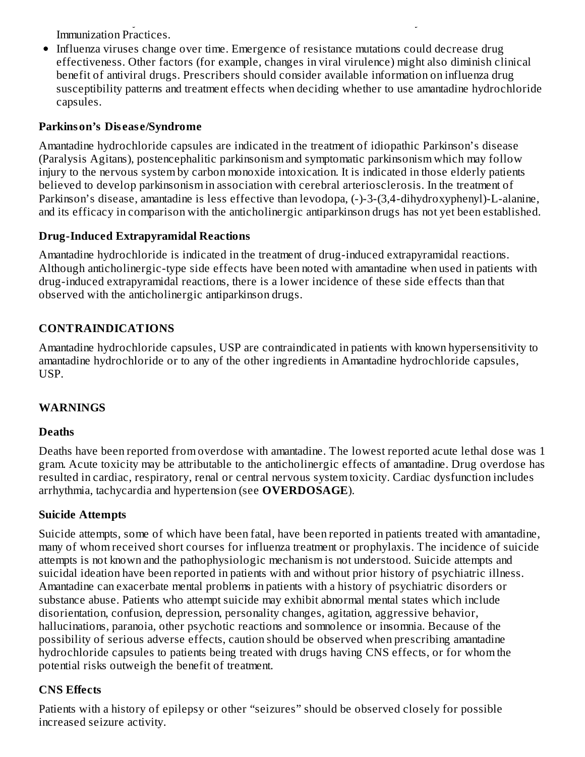Immunization Practices.

- Influenza viruses change over time. Emergence of resistance mutations could decrease drug effectiveness. Other factors (for example, changes in viral virulence) might also diminish clinical benefit of antiviral drugs. Prescribers should consider available information on influenza drug susceptibility patterns and treatment effects when deciding whether to use amantadine hydrochloride capsules.

### Parkinson's Disease/Syndrome

Amantadine hydrochloride capsules are indicated in the treatment of idiopathic Parkinson's disease (Paralysis Agitans), postencephalitic parkinsonism and symptomatic parkinsonism which may follow injury to the nervous system by carbon monoxide intoxication. It is indicated in those elderly patients believed to develop parkinsonism in association with cerebral arteriosclerosis. In the treatment of Parkinson's disease, amantadine is less effective than levodopa, (-)-3-(3,4-dihydroxyphenyl)-L-alanine, and its efficacy in comparison with the anticholinergic antiparkinson drugs has not yet been established.

### Drug-Induced Extrapyramidal Reactions

Amantadine hydrochloride is indicated in the treatment of drug-induced extrapyramidal reactions. Although anticholinergic-type side effects have been noted with amantadine when used in patients with drug-induced extrapyramidal reactions, there is a lower incidence of these side effects than that observed with the anticholinergic antiparkinson drugs.

## CONTRAINDICATIONS

Amantadine hydrochloride capsules, USP are contraindicated in patients with known hypersensitivity to amantadine hydrochloride or to any of the other ingredients in Amantadine hydrochloride capsules, USP.

## WARNINGS

### Deaths

Deaths have been reported from overdose with amantadine. The lowest reported acute lethal dose was 1 gram. Acute toxicity may be attributable to the anticholinergic effects of amantadine. Drug overdose has resulted in cardiac, respiratory, renal or central nervous system toxicity. Cardiac dysfunction includes arrhythmia, tachycardia and hypertension (see **OVERDOSAGE**).

### Suicide Attempts

Suicide attempts, some of which have been fatal, have been reported in patients treated with amantadine, many of whom received short courses for influenza treatment or prophylaxis. The incidence of suicide attempts is not known and the pathophysiologic mechanism is not understood. Suicide attempts and suicidal ideation have been reported in patients with and without prior history of psychiatric illness. Amantadine can exacerbate mental problems in patients with a history of psychiatric disorders or substance abuse. Patients who attempt suicide may exhibit abnormal mental states which include disorientation, confusion, depression, personality changes, agitation, aggressive behavior, hallucinations, paranoia, other psychotic reactions and somnolence or insomnia. Because of the possibility of serious adverse effects, caution should be observed when prescribing amantadine hydrochloride capsules to patients being treated with drugs having CNS effects, or for whom the potential risks outweigh the benefit of treatment.

### CNS Effects

Patients with a history of epilepsy or other "seizures" should be observed closely for possible increased seizure activity.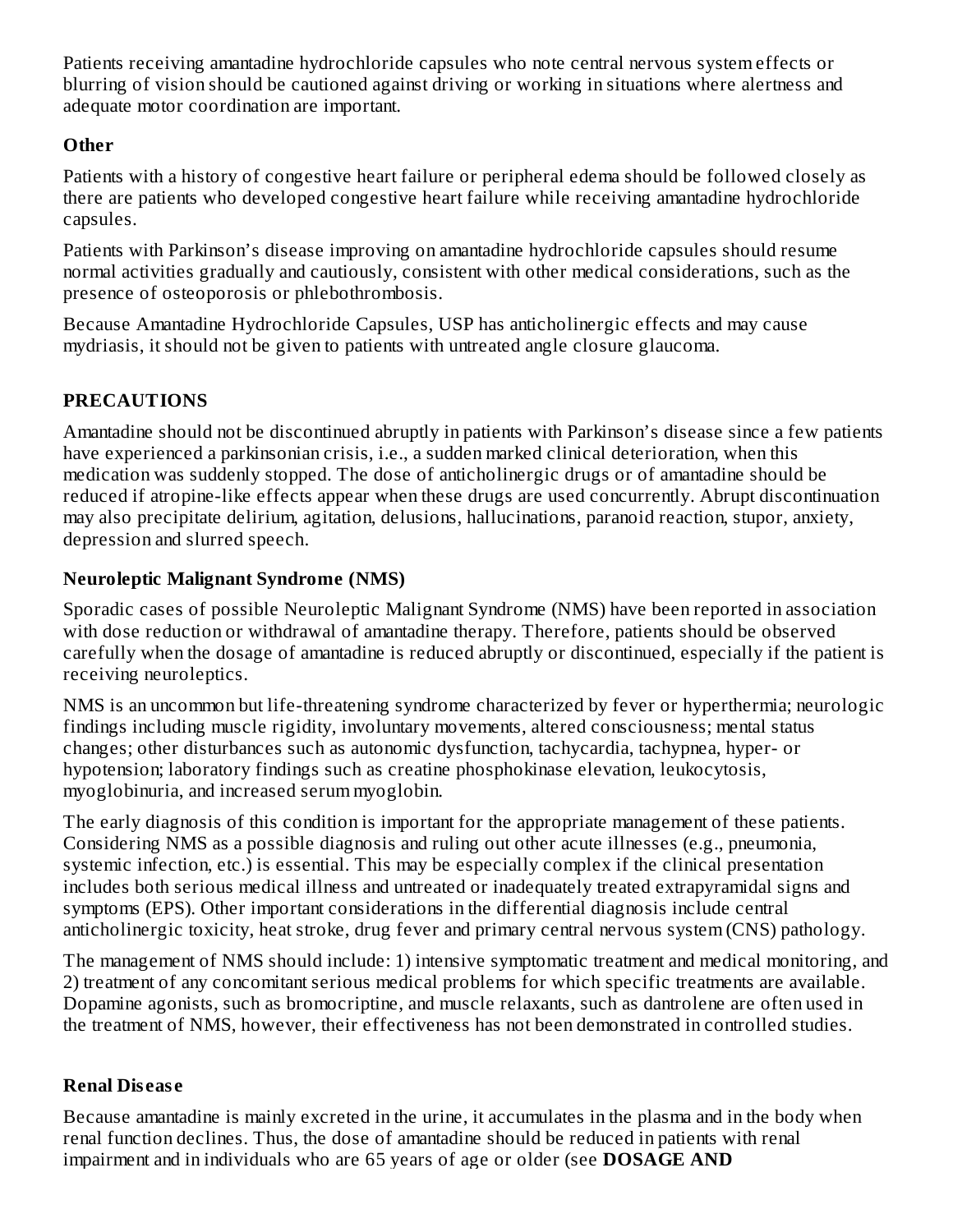Patients receiving amantadine hydrochloride capsules who note central nervous system effects or blurring of vision should be cautioned against driving or working in situations where alertness and adequate motor coordination are important.

### Other

Patients with a history of congestive heart failure or peripheral edema should be followed closely as there are patients who developed congestive heart failure while receiving amantadine hydrochloride capsules.

Patients with Parkinson's disease improving on amantadine hydrochloride capsules should resume normal activities gradually and cautiously, consistent with other medical considerations, such as the presence of osteoporosis or phlebothrombosis.

Because Amantadine Hydrochloride Capsules, USP has anticholinergic effects and may cause mydriasis, it should not be given to patients with untreated angle closure glaucoma.

## PRECAUTIONS

Amantadine should not be discontinued abruptly in patients with Parkinson's disease since a few patients have experienced a parkinsonian crisis, i.e., a sudden marked clinical deterioration, when this medication was suddenly stopped. The dose of anticholinergic drugs or of amantadine should be reduced if atropine-like effects appear when these drugs are used concurrently. Abrupt discontinuation may also precipitate delirium, agitation, delusions, hallucinations, paranoid reaction, stupor, anxiety, depression and slurred speech.

### Neuroleptic Malignant Syndrome (NMS)

Sporadic cases of possible Neuroleptic Malignant Syndrome (NMS) have been reported in association with dose reduction or withdrawal of amantadine therapy. Therefore, patients should be observed carefully when the dosage of amantadine is reduced abruptly or discontinued, especially if the patient is receiving neuroleptics.

NMS is an uncommon but life-threatening syndrome characterized by fever or hyperthermia; neurologic findings including muscle rigidity, involuntary movements, altered consciousness; mental status changes; other disturbances such as autonomic dysfunction, tachycardia, tachypnea, hyper- or hypotension; laboratory findings such as creatine phosphokinase elevation, leukocytosis, myoglobinuria, and increased serum myoglobin.

The early diagnosis of this condition is important for the appropriate management of these patients. Considering NMS as a possible diagnosis and ruling out other acute illnesses (e.g., pneumonia, systemic infection, etc.) is essential. This may be especially complex if the clinical presentation includes both serious medical illness and untreated or inadequately treated extrapyramidal signs and symptoms (EPS). Other important considerations in the differential diagnosis include central anticholinergic toxicity, heat stroke, drug fever and primary central nervous system (CNS) pathology.

The management of NMS should include: 1) intensive symptomatic treatment and medical monitoring, and 2) treatment of any concomitant serious medical problems for which specific treatments are available. Dopamine agonists, such as bromocriptine, and muscle relaxants, such as dantrolene are often used in the treatment of NMS, however, their effectiveness has not been demonstrated in controlled studies.

### Renal Disease

Because amantadine is mainly excreted in the urine, it accumulates in the plasma and in the body when renal function declines. Thus, the dose of amantadine should be reduced in patients with renal impairment and in individuals who are 65 years of age or older (see **DOSAGE AND**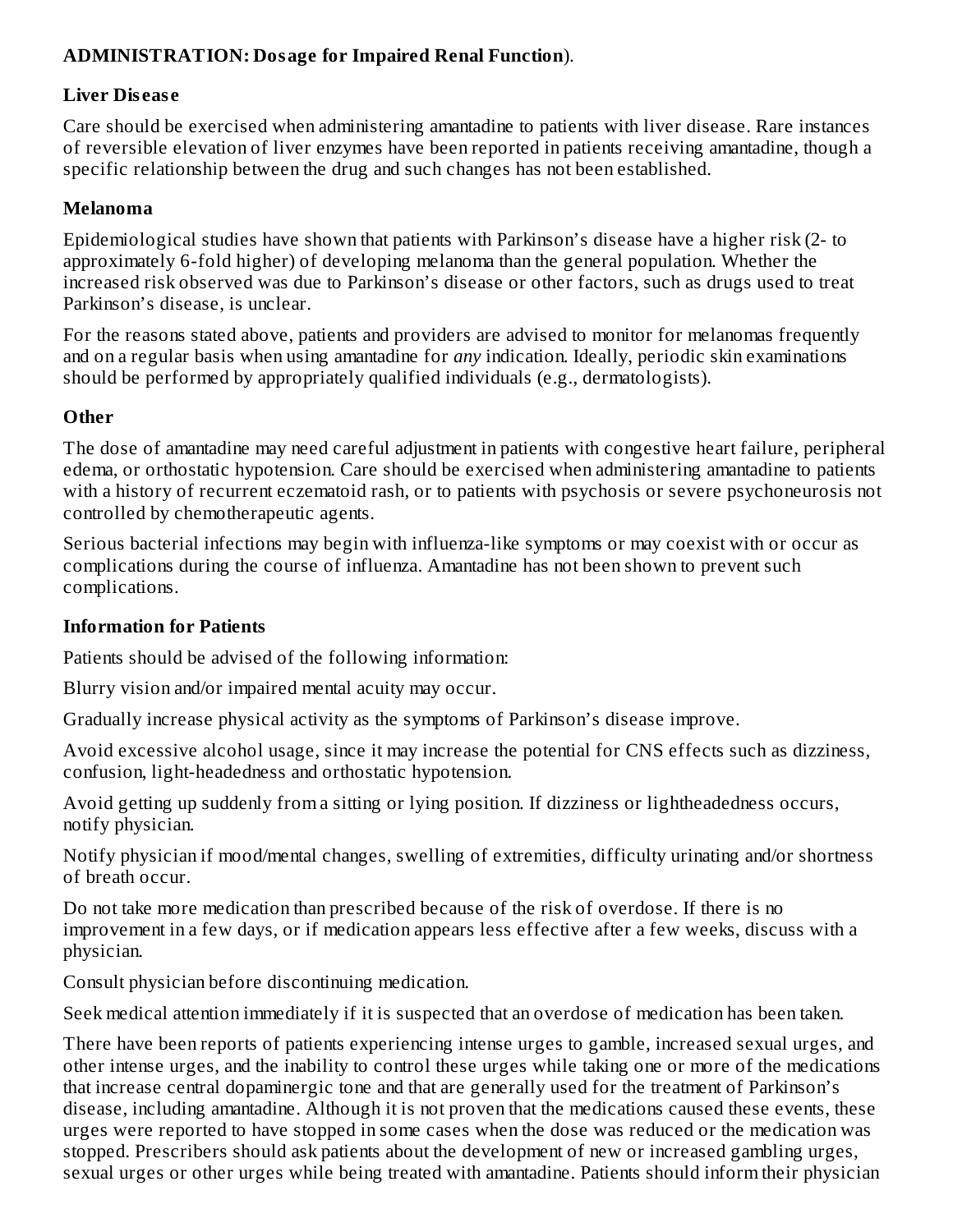**ADMINISTRATION: Dosage for Impaired Renal Function**).

### Liver Disease

Care should be exercised when administering amantadine to patients with liver disease. Rare instances of reversible elevation of liver enzymes have been reported in patients receiving amantadine, though a specific relationship between the drug and such changes has not been established.

### Melanoma

Epidemiological studies have shown that patients with Parkinson's disease have a higher risk (2- to approximately 6-fold higher) of developing melanoma than the general population. Whether the increased risk observed was due to Parkinson's disease or other factors, such as drugs used to treat Parkinson's disease, is unclear.

For the reasons stated above, patients and providers are advised to monitor for melanomas frequently and on a regular basis when using amantadine for *any* indication. Ideally, periodic skin examinations should be performed by appropriately qualified individuals (e.g., dermatologists).

### Other

The dose of amantadine may need careful adjustment in patients with congestive heart failure, peripheral edema, or orthostatic hypotension. Care should be exercised when administering amantadine to patients with a history of recurrent eczematoid rash, or to patients with psychosis or severe psychoneurosis not controlled by chemotherapeutic agents.

Serious bacterial infections may begin with influenza-like symptoms or may coexist with or occur as complications during the course of influenza. Amantadine has not been shown to prevent such complications.

### Information for Patients

Patients should be advised of the following information:

Blurry vision and/or impaired mental acuity may occur.

Gradually increase physical activity as the symptoms of Parkinson's disease improve.

Avoid excessive alcohol usage, since it may increase the potential for CNS effects such as dizziness, confusion, light-headedness and orthostatic hypotension.

Avoid getting up suddenly from a sitting or lying position. If dizziness or lightheadedness occurs, notify physician.

Notify physician if mood/mental changes, swelling of extremities, difficulty urinating and/or shortness of breath occur.

Do not take more medication than prescribed because of the risk of overdose. If there is no improvement in a few days, or if medication appears less effective after a few weeks, discuss with a physician.

Consult physician before discontinuing medication.

Seek medical attention immediately if it is suspected that an overdose of medication has been taken.

There have been reports of patients experiencing intense urges to gamble, increased sexual urges, and other intense urges, and the inability to control these urges while taking one or more of the medications that increase central dopaminergic tone and that are generally used for the treatment of Parkinson's disease, including amantadine. Although it is not proven that the medications caused these events, these urges were reported to have stopped in some cases when the dose was reduced or the medication was stopped. Prescribers should ask patients about the development of new or increased gambling urges, sexual urges or other urges while being treated with amantadine. Patients should inform their physician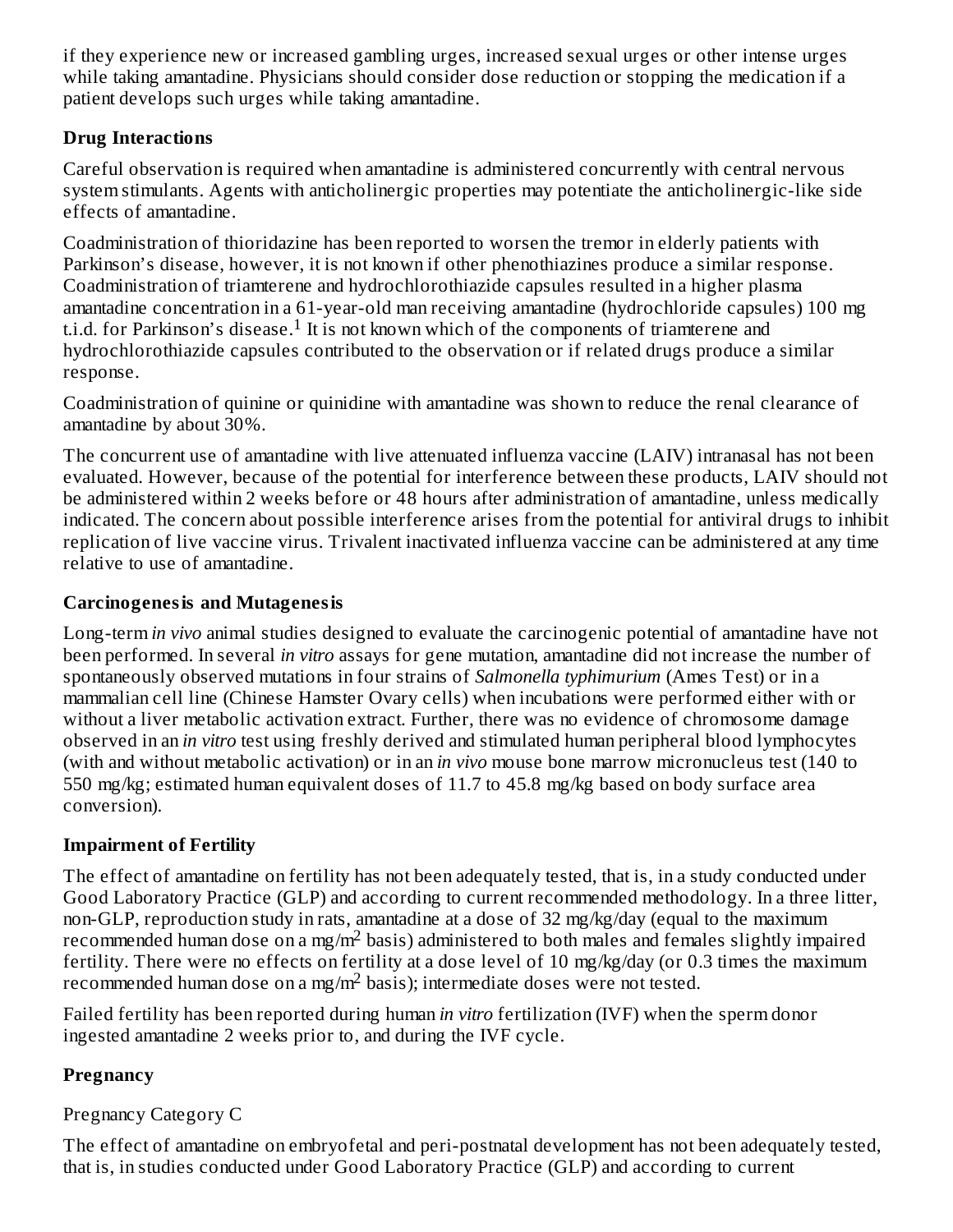if they experience new or increased gambling urges, increased sexual urges or other intense urges while taking amantadine. Physicians should consider dose reduction or stopping the medication if a patient develops such urges while taking amantadine.

**Drug Interactions**

Careful observation is required when amantadine is administered concurrently with central nervous system stimulants. Agents with anticholinergic properties may potentiate the anticholinergic-like side effects of amantadine.

Coadministration of thioridazine has been reported to worsen the tremor in elderly patients with Parkinson's disease, however, it is not known if other phenothiazines produce a similar response. Coadministration of triamterene and hydrochlorothiazide capsules resulted in a higher plasma amantadine concentration in a 61-year-old man receiving amantadine (hydrochloride capsules) 100 mg t.i.d. for Parkinson's disease.[1] It is not known which of the components of triamterene and hydrochlorothiazide capsules contributed to the observation or if related drugs produce a similar response.

Coadministration of quinine or quinidine with amantadine was shown to reduce the renal clearance of amantadine by about 30%.

The concurrent use of amantadine with live attenuated influenza vaccine (LAIV) intranasal has not been evaluated. However, because of the potential for interference between these products, LAIV should not be administered within 2 weeks before or 48 hours after administration of amantadine, unless medically indicated. The concern about possible interference arises from the potential for antiviral drugs to inhibit replication of live vaccine virus. Trivalent inactivated influenza vaccine can be administered at any time relative to use of amantadine.

**Carcinogenesis and Mutagenesis**

Long-term *in vivo* animal studies designed to evaluate the carcinogenic potential of amantadine have not been performed. In several *in vitro* assays for gene mutation, amantadine did not increase the number of spontaneously observed mutations in four strains of *Salmonella typhimurium* (Ames Test) or in a mammalian cell line (Chinese Hamster Ovary cells) when incubations were performed either with or without a liver metabolic activation extract. Further, there was no evidence of chromosome damage observed in an *in vitro* test using freshly derived and stimulated human peripheral blood lymphocytes (with and without metabolic activation) or in an *in vivo* mouse bone marrow micronucleus test (140 to 550 mg/kg; estimated human equivalent doses of 11.7 to 45.8 mg/kg based on body surface area conversion).

**Impairment of Fertility**

The effect of amantadine on fertility has not been adequately tested, that is, in a study conducted under Good Laboratory Practice (GLP) and according to current recommended methodology. In a three litter, non-GLP, reproduction study in rats, amantadine at a dose of 32 mg/kg/day (equal to the maximum recommended human dose on a mg/$m^2$ basis) administered to both males and females slightly impaired fertility. There were no effects on fertility at a dose level of 10 mg/kg/day (or 0.3 times the maximum recommended human dose on a mg/$m^2$ basis); intermediate doses were not tested.

Failed fertility has been reported during human *in vitro* fertilization (IVF) when the sperm donor ingested amantadine 2 weeks prior to, and during the IVF cycle.

**Pregnancy**

Pregnancy Category C

The effect of amantadine on embryofetal and peri-postnatal development has not been adequately tested, that is, in studies conducted under Good Laboratory Practice (GLP) and according to current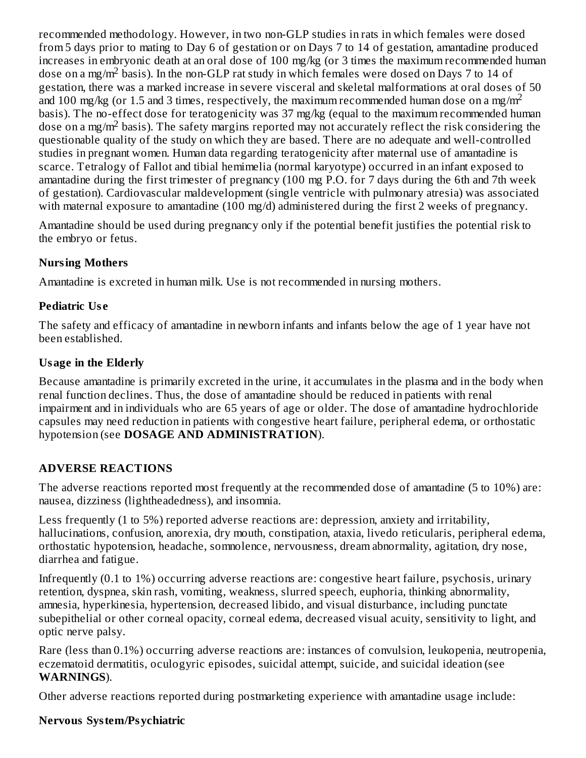recommended methodology. However, in two non-GLP studies in rats in which females were dosed from 5 days prior to mating to Day 6 of gestation or on Days 7 to 14 of gestation, amantadine produced increases in embryonic death at an oral dose of 100 mg/kg (or 3 times the maximum recommended human dose on a mg/$m^2$ basis). In the non-GLP rat study in which females were dosed on Days 7 to 14 of gestation, there was a marked increase in severe visceral and skeletal malformations at oral doses of 50 and 100 mg/kg (or 1.5 and 3 times, respectively, the maximum recommended human dose on a mg/$m^2$ basis). The no-effect dose for teratogenicity was 37 mg/kg (equal to the maximum recommended human dose on a mg/$m^2$ basis). The safety margins reported may not accurately reflect the risk considering the questionable quality of the study on which they are based. There are no adequate and well-controlled studies in pregnant women. Human data regarding teratogenicity after maternal use of amantadine is scarce. Tetralogy of Fallot and tibial hemimelia (normal karyotype) occurred in an infant exposed to amantadine during the first trimester of pregnancy (100 mg P.O. for 7 days during the 6th and 7th week of gestation). Cardiovascular maldevelopment (single ventricle with pulmonary atresia) was associated with maternal exposure to amantadine (100 mg/d) administered during the first 2 weeks of pregnancy.

Amantadine should be used during pregnancy only if the potential benefit justifies the potential risk to the embryo or fetus.

**Nursing Mothers**

Amantadine is excreted in human milk. Use is not recommended in nursing mothers.

**Pediatric Use**

The safety and efficacy of amantadine in newborn infants and infants below the age of 1 year have not been established.

**Usage in the Elderly**

Because amantadine is primarily excreted in the urine, it accumulates in the plasma and in the body when renal function declines. Thus, the dose of amantadine should be reduced in patients with renal impairment and in individuals who are 65 years of age or older. The dose of amantadine hydrochloride capsules may need reduction in patients with congestive heart failure, peripheral edema, or orthostatic hypotension (see **DOSAGE AND ADMINISTRATION**).

## ADVERSE REACTIONS

The adverse reactions reported most frequently at the recommended dose of amantadine (5 to 10%) are: nausea, dizziness (lightheadedness), and insomnia.

Less frequently (1 to 5%) reported adverse reactions are: depression, anxiety and irritability, hallucinations, confusion, anorexia, dry mouth, constipation, ataxia, livedo reticularis, peripheral edema, orthostatic hypotension, headache, somnolence, nervousness, dream abnormality, agitation, dry nose, diarrhea and fatigue.

Infrequently (0.1 to 1%) occurring adverse reactions are: congestive heart failure, psychosis, urinary retention, dyspnea, skin rash, vomiting, weakness, slurred speech, euphoria, thinking abnormality, amnesia, hyperkinesia, hypertension, decreased libido, and visual disturbance, including punctate subepithelial or other corneal opacity, corneal edema, decreased visual acuity, sensitivity to light, and optic nerve palsy.

Rare (less than 0.1%) occurring adverse reactions are: instances of convulsion, leukopenia, neutropenia, eczematoid dermatitis, oculogyric episodes, suicidal attempt, suicide, and suicidal ideation (see **WARNINGS**).

Other adverse reactions reported during postmarketing experience with amantadine usage include:

**Nervous System/Psychiatric**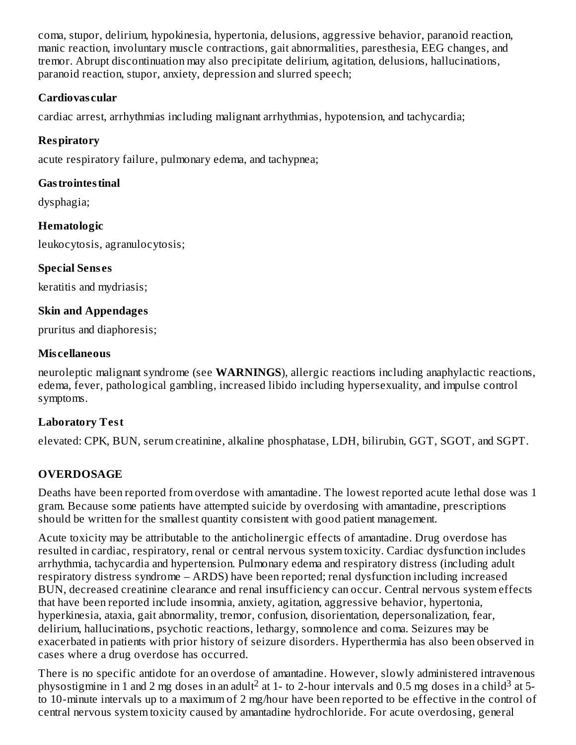coma, stupor, delirium, hypokinesia, hypertonia, delusions, aggressive behavior, paranoid reaction, manic reaction, involuntary muscle contractions, gait abnormalities, paresthesia, EEG changes, and tremor. Abrupt discontinuation may also precipitate delirium, agitation, delusions, hallucinations, paranoid reaction, stupor, anxiety, depression and slurred speech;

**Cardiovascular**

cardiac arrest, arrhythmias including malignant arrhythmias, hypotension, and tachycardia;

**Respiratory**

acute respiratory failure, pulmonary edema, and tachypnea;

**Gastrointestinal**

dysphagia;

**Hematologic**

leukocytosis, agranulocytosis;

**Special Senses**

keratitis and mydriasis;

**Skin and Appendages**

pruritus and diaphoresis;

**Miscellaneous**

neuroleptic malignant syndrome (see **WARNINGS**), allergic reactions including anaphylactic reactions, edema, fever, pathological gambling, increased libido including hypersexuality, and impulse control symptoms.

**Laboratory Test**

elevated: CPK, BUN, serum creatinine, alkaline phosphatase, LDH, bilirubin, GGT, SGOT, and SGPT.

## OVERDOSAGE

Deaths have been reported from overdose with amantadine. The lowest reported acute lethal dose was 1 gram. Because some patients have attempted suicide by overdosing with amantadine, prescriptions should be written for the smallest quantity consistent with good patient management.

Acute toxicity may be attributable to the anticholinergic effects of amantadine. Drug overdose has resulted in cardiac, respiratory, renal or central nervous system toxicity. Cardiac dysfunction includes arrhythmia, tachycardia and hypertension. Pulmonary edema and respiratory distress (including adult respiratory distress syndrome – ARDS) have been reported; renal dysfunction including increased BUN, decreased creatinine clearance and renal insufficiency can occur. Central nervous system effects that have been reported include insomnia, anxiety, agitation, aggressive behavior, hypertonia, hyperkinesia, ataxia, gait abnormality, tremor, confusion, disorientation, depersonalization, fear, delirium, hallucinations, psychotic reactions, lethargy, somnolence and coma. Seizures may be exacerbated in patients with prior history of seizure disorders. Hyperthermia has also been observed in cases where a drug overdose has occurred.

There is no specific antidote for an overdose of amantadine. However, slowly administered intravenous physostigmine in 1 and 2 mg doses in an adult[2] at 1- to 2-hour intervals and 0.5 mg doses in a child[3] at 5- to 10-minute intervals up to a maximum of 2 mg/hour have been reported to be effective in the control of central nervous system toxicity caused by amantadine hydrochloride. For acute overdosing, general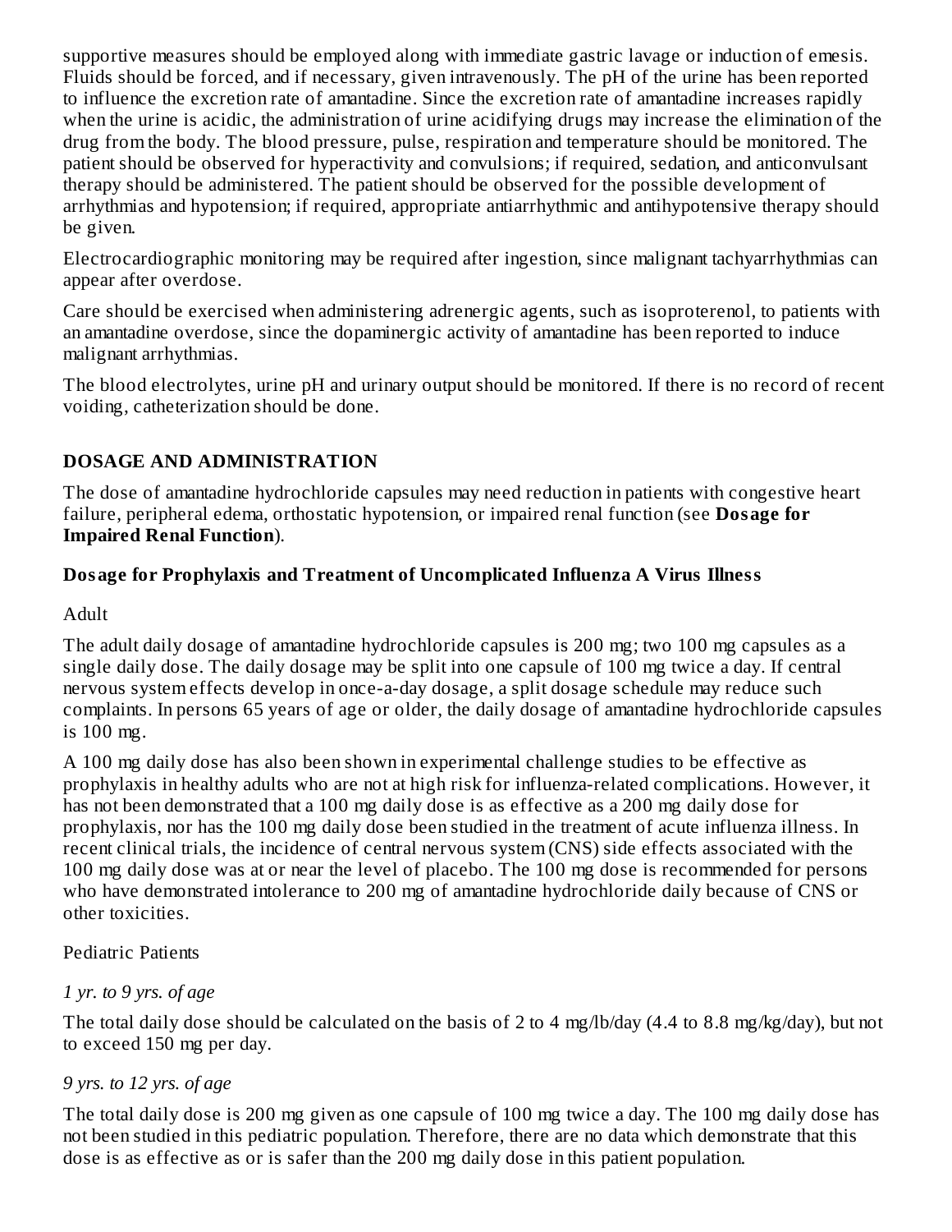supportive measures should be employed along with immediate gastric lavage or induction of emesis. Fluids should be forced, and if necessary, given intravenously. The pH of the urine has been reported to influence the excretion rate of amantadine. Since the excretion rate of amantadine increases rapidly when the urine is acidic, the administration of urine acidifying drugs may increase the elimination of the drug from the body. The blood pressure, pulse, respiration and temperature should be monitored. The patient should be observed for hyperactivity and convulsions; if required, sedation, and anticonvulsant therapy should be administered. The patient should be observed for the possible development of arrhythmias and hypotension; if required, appropriate antiarrhythmic and antihypotensive therapy should be given.

Electrocardiographic monitoring may be required after ingestion, since malignant tachyarrhythmias can appear after overdose.

Care should be exercised when administering adrenergic agents, such as isoproterenol, to patients with an amantadine overdose, since the dopaminergic activity of amantadine has been reported to induce malignant arrhythmias.

The blood electrolytes, urine pH and urinary output should be monitored. If there is no record of recent voiding, catheterization should be done.

## DOSAGE AND ADMINISTRATION

The dose of amantadine hydrochloride capsules may need reduction in patients with congestive heart failure, peripheral edema, orthostatic hypotension, or impaired renal function (see **Dosage for Impaired Renal Function**).

### Dosage for Prophylaxis and Treatment of Uncomplicated Influenza A Virus Illness

Adult

The adult daily dosage of amantadine hydrochloride capsules is 200 mg; two 100 mg capsules as a single daily dose. The daily dosage may be split into one capsule of 100 mg twice a day. If central nervous system effects develop in once-a-day dosage, a split dosage schedule may reduce such complaints. In persons 65 years of age or older, the daily dosage of amantadine hydrochloride capsules is 100 mg.

A 100 mg daily dose has also been shown in experimental challenge studies to be effective as prophylaxis in healthy adults who are not at high risk for influenza-related complications. However, it has not been demonstrated that a 100 mg daily dose is as effective as a 200 mg daily dose for prophylaxis, nor has the 100 mg daily dose been studied in the treatment of acute influenza illness. In recent clinical trials, the incidence of central nervous system (CNS) side effects associated with the 100 mg daily dose was at or near the level of placebo. The 100 mg dose is recommended for persons who have demonstrated intolerance to 200 mg of amantadine hydrochloride daily because of CNS or other toxicities.

Pediatric Patients

*1 yr. to 9 yrs. of age*

The total daily dose should be calculated on the basis of 2 to 4 mg/lb/day (4.4 to 8.8 mg/kg/day), but not to exceed 150 mg per day.

*9 yrs. to 12 yrs. of age*

The total daily dose is 200 mg given as one capsule of 100 mg twice a day. The 100 mg daily dose has not been studied in this pediatric population. Therefore, there are no data which demonstrate that this dose is as effective as or is safer than the 200 mg daily dose in this patient population.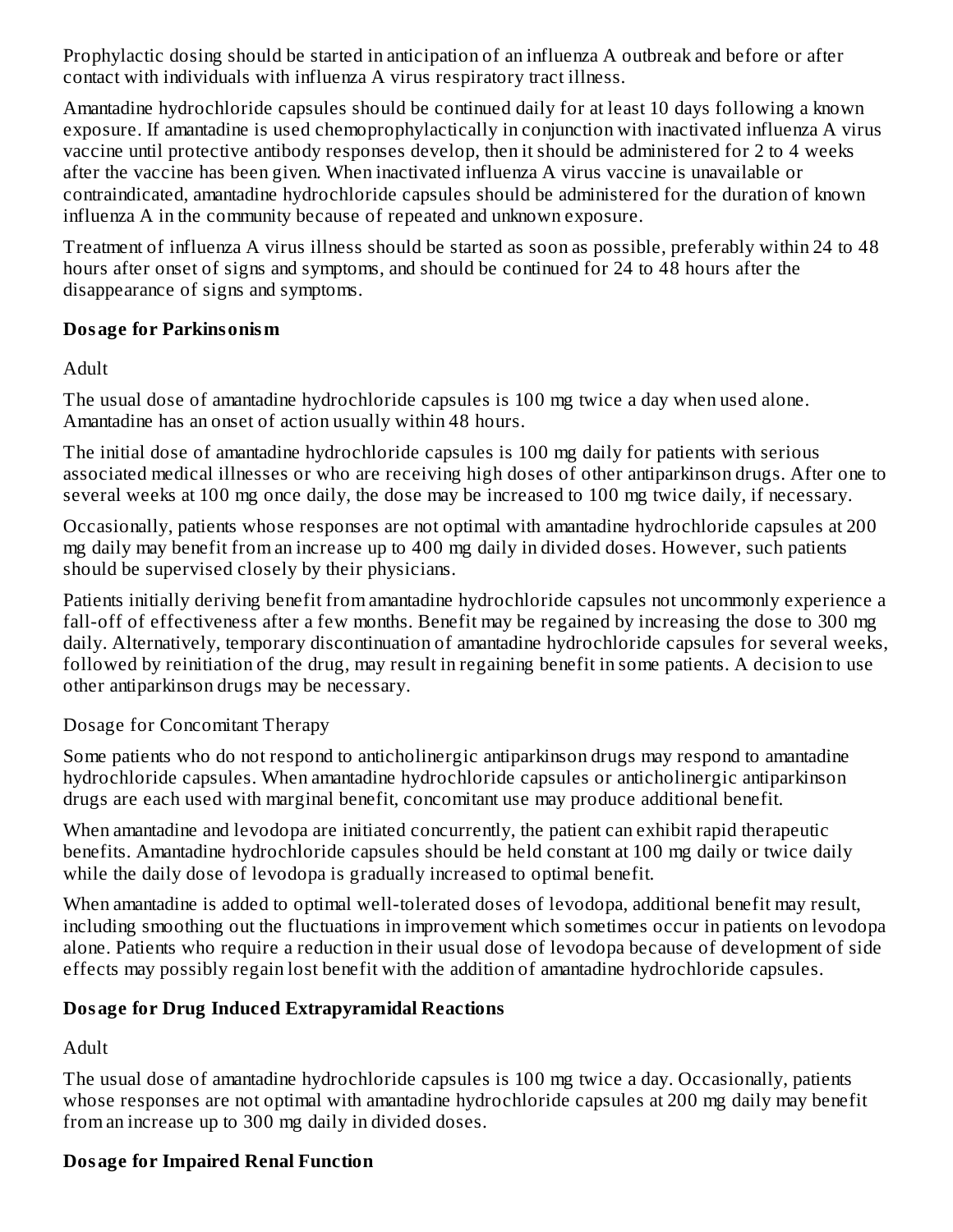Prophylactic dosing should be started in anticipation of an influenza A outbreak and before or after contact with individuals with influenza A virus respiratory tract illness.

Amantadine hydrochloride capsules should be continued daily for at least 10 days following a known exposure. If amantadine is used chemoprophylactically in conjunction with inactivated influenza A virus vaccine until protective antibody responses develop, then it should be administered for 2 to 4 weeks after the vaccine has been given. When inactivated influenza A virus vaccine is unavailable or contraindicated, amantadine hydrochloride capsules should be administered for the duration of known influenza A in the community because of repeated and unknown exposure.

Treatment of influenza A virus illness should be started as soon as possible, preferably within 24 to 48 hours after onset of signs and symptoms, and should be continued for 24 to 48 hours after the disappearance of signs and symptoms.

**Dosage for Parkinsonism**

Adult

The usual dose of amantadine hydrochloride capsules is 100 mg twice a day when used alone. Amantadine has an onset of action usually within 48 hours.

The initial dose of amantadine hydrochloride capsules is 100 mg daily for patients with serious associated medical illnesses or who are receiving high doses of other antiparkinson drugs. After one to several weeks at 100 mg once daily, the dose may be increased to 100 mg twice daily, if necessary.

Occasionally, patients whose responses are not optimal with amantadine hydrochloride capsules at 200 mg daily may benefit from an increase up to 400 mg daily in divided doses. However, such patients should be supervised closely by their physicians.

Patients initially deriving benefit from amantadine hydrochloride capsules not uncommonly experience a fall-off of effectiveness after a few months. Benefit may be regained by increasing the dose to 300 mg daily. Alternatively, temporary discontinuation of amantadine hydrochloride capsules for several weeks, followed by reinitiation of the drug, may result in regaining benefit in some patients. A decision to use other antiparkinson drugs may be necessary.

Dosage for Concomitant Therapy

Some patients who do not respond to anticholinergic antiparkinson drugs may respond to amantadine hydrochloride capsules. When amantadine hydrochloride capsules or anticholinergic antiparkinson drugs are each used with marginal benefit, concomitant use may produce additional benefit.

When amantadine and levodopa are initiated concurrently, the patient can exhibit rapid therapeutic benefits. Amantadine hydrochloride capsules should be held constant at 100 mg daily or twice daily while the daily dose of levodopa is gradually increased to optimal benefit.

When amantadine is added to optimal well-tolerated doses of levodopa, additional benefit may result, including smoothing out the fluctuations in improvement which sometimes occur in patients on levodopa alone. Patients who require a reduction in their usual dose of levodopa because of development of side effects may possibly regain lost benefit with the addition of amantadine hydrochloride capsules.

**Dosage for Drug Induced Extrapyramidal Reactions**

Adult

The usual dose of amantadine hydrochloride capsules is 100 mg twice a day. Occasionally, patients whose responses are not optimal with amantadine hydrochloride capsules at 200 mg daily may benefit from an increase up to 300 mg daily in divided doses.

**Dosage for Impaired Renal Function**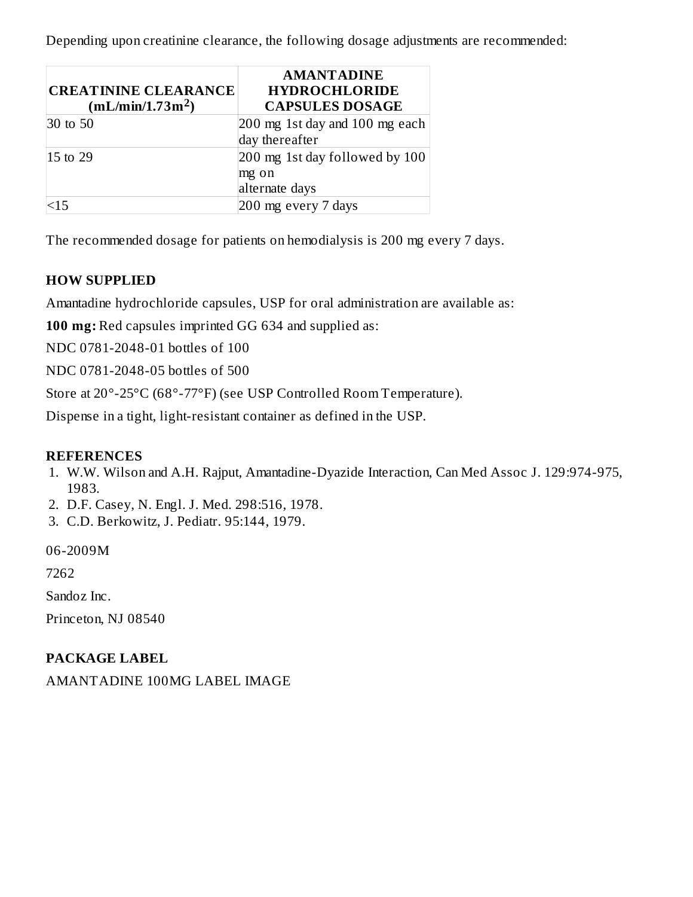Depending upon creatinine clearance, the following dosage adjustments are recommended:

| CREATININE CLEARANCE (mL/min/1.73m$^2$) | AMANTADINE HYDROCHLORIDE CAPSULES DOSAGE |
| --- | --- |
| 30 to 50 | 200 mg 1st day and 100 mg each day thereafter |
| 15 to 29 | 200 mg 1st day followed by 100 mg on alternate days |
| <15 | 200 mg every 7 days |

The recommended dosage for patients on hemodialysis is 200 mg every 7 days.

## HOW SUPPLIED

Amantadine hydrochloride capsules, USP for oral administration are available as:

**100 mg:** Red capsules imprinted GG 634 and supplied as:

NDC 0781-2048-01 bottles of 100

NDC 0781-2048-05 bottles of 500

Store at 20°-25°C (68°-77°F) (see USP Controlled Room Temperature).

Dispense in a tight, light-resistant container as defined in the USP.

## REFERENCES

1. W.W. Wilson and A.H. Rajput, Amantadine-Dyazide Interaction, Can Med Assoc J. 129:974-975, 1983.
2. D.F. Casey, N. Engl. J. Med. 298:516, 1978.
3. C.D. Berkowitz, J. Pediatr. 95:144, 1979.

06-2009M

7262

Sandoz Inc.

Princeton, NJ 08540

## PACKAGE LABEL

AMANTADINE 100MG LABEL IMAGE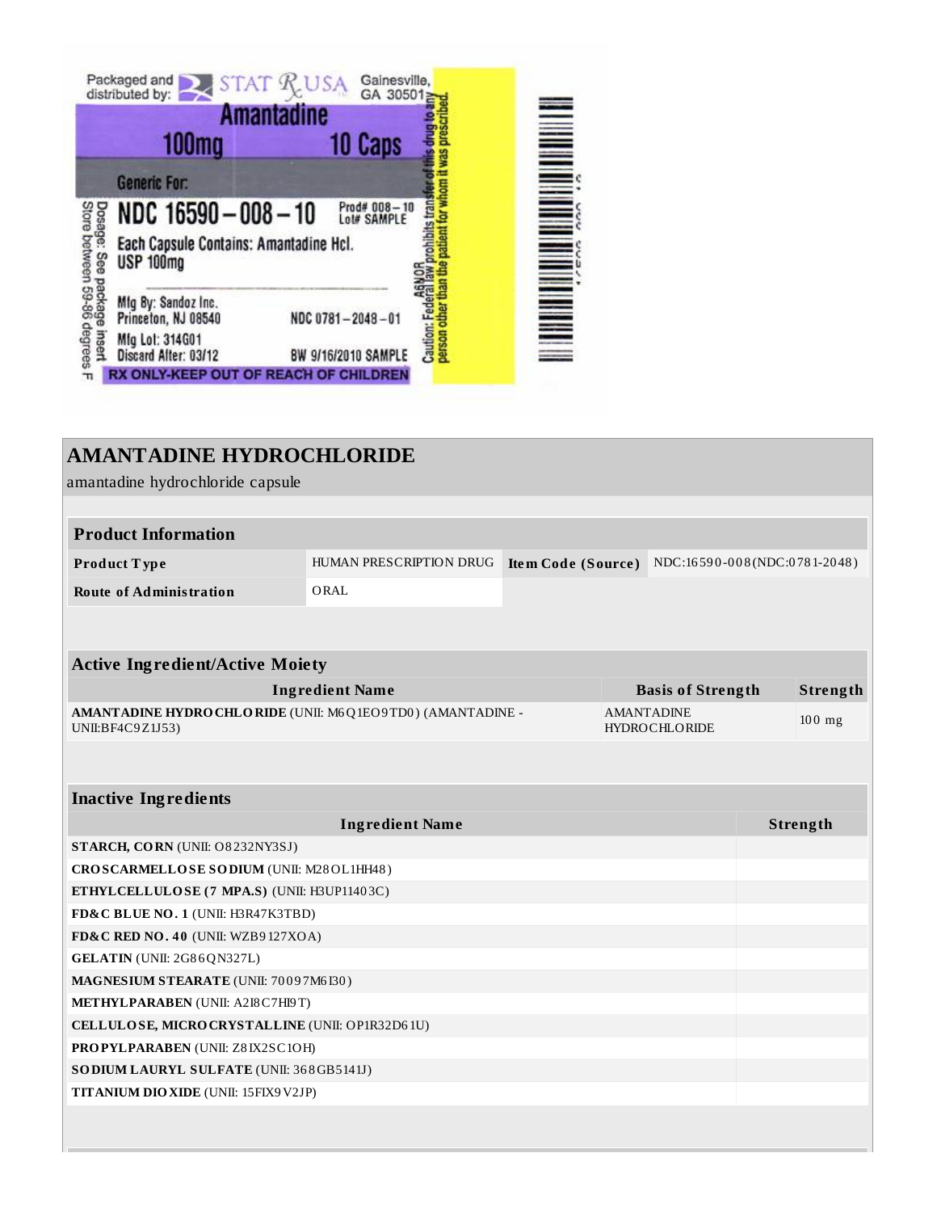Packaged and distributed by: STAT Rx USA Gainesville, GA 30501

**Amantadine**

**100mg** **10 Caps**

Generic For:

**NDC 16590 – 008 – 10** Prod# 008 – 10 Lot# SAMPLE

Each Capsule Contains: Amantadine Hcl. USP 100mg

Mfg By: Sandoz Inc. Princeton, NJ 08540 NDC 0781 – 2048 – 01

Mfg Lot: 314G01

Discard After: 03/12 BW 9/16/2010 SAMPLE

**RX ONLY-KEEP OUT OF REACH OF CHILDREN**

Dosage: See package insert

Store between 59-86 degrees F

A6NOR

Caution: Federal law prohibits transfer of this drug to any person other than the patient for whom it was prescribed.

# AMANTADINE HYDROCHLORIDE

amantadine hydrochloride capsule

| Product Information | | | |
|---|---|---|---|
| **Product Type** | HUMAN PRESCRIPTION DRUG | **Item Code (Source)** | NDC:16590-008(NDC:0781-2048) |
| **Route of Administration** | ORAL | | |

| Active Ingredient/Active Moiety | | |
|---|---|---|
| **Ingredient Name** | **Basis of Strength** | **Strength** |
| **AMANTADINE HYDROCHLORIDE** (UNII: M6Q1EO9TD0) (AMANTADINE - UNII:BF4C9Z1J53) | AMANTADINE HYDROCHLORIDE | 100 mg |

| Inactive Ingredients | |
|---|---|
| **Ingredient Name** | **Strength** |
| **STARCH, CORN** (UNII: O8232NY3SJ) | |
| **CROSCARMELLOSE SODIUM** (UNII: M28OL1HH48) | |
| **ETHYLCELLULOSE (7 MPA.S)** (UNII: H3UP11403C) | |
| **FD&C BLUE NO. 1** (UNII: H3R47K3TBD) | |
| **FD&C RED NO. 40** (UNII: WZB9127XOA) | |
| **GELATIN** (UNII: 2G86QN327L) | |
| **MAGNESIUM STEARATE** (UNII: 70097M6I30) | |
| **METHYLPARABEN** (UNII: A2I8C7HI9T) | |
| **CELLULOSE, MICROCRYSTALLINE** (UNII: OP1R32D61U) | |
| **PROPYLPARABEN** (UNII: Z8IX2SC1OH) | |
| **SODIUM LAURYL SULFATE** (UNII: 368GB5141J) | |
| **TITANIUM DIOXIDE** (UNII: 15FIX9V2JP) | |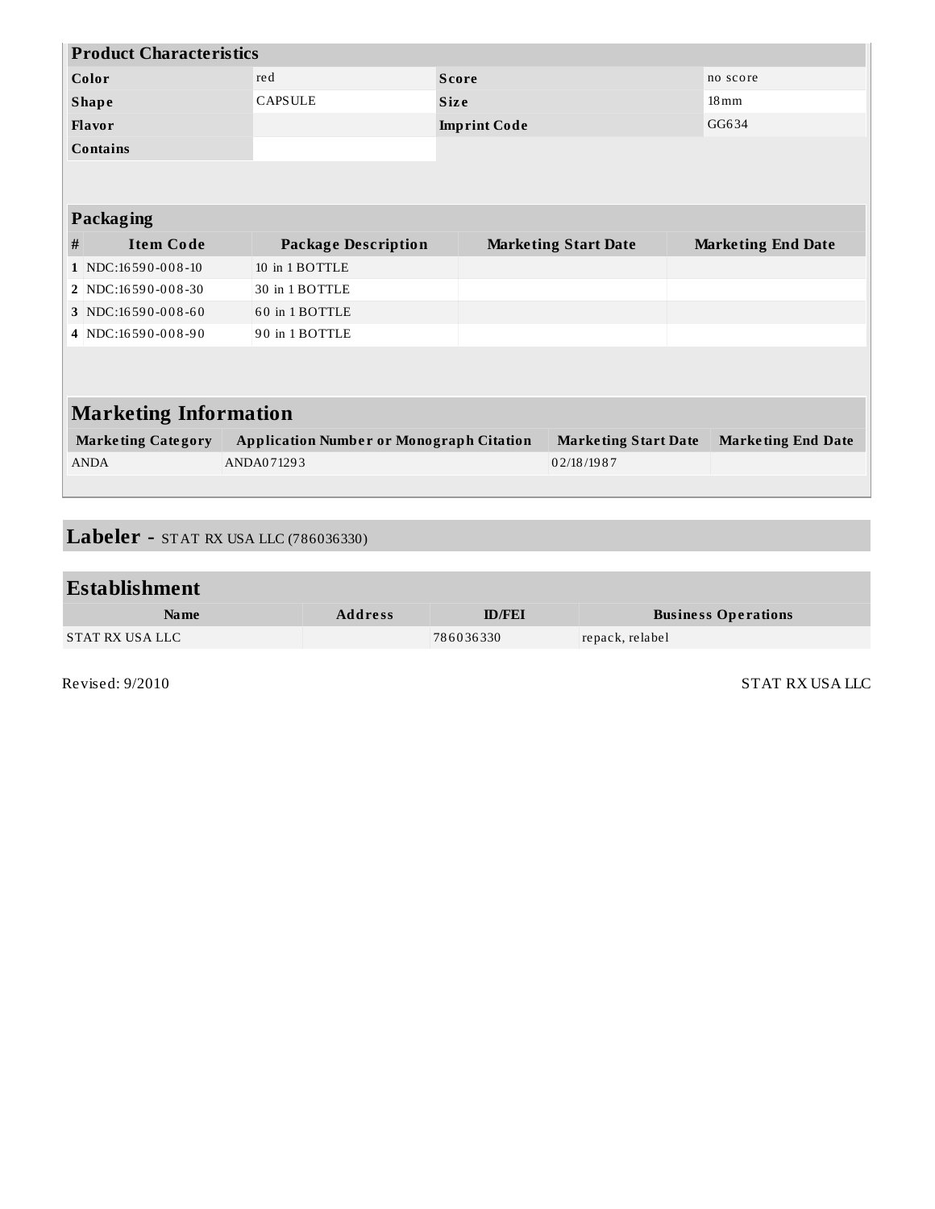| Product Characteristics | | | |
| --- | --- | --- | --- |
| **Color** | red | **Score** | no score |
| **Shape** | CAPSULE | **Size** | 18mm |
| **Flavor** | | **Imprint Code** | GG634 |
| **Contains** | | | |

**Packaging**

| # | Item Code | Package Description | Marketing Start Date | Marketing End Date |
| --- | --- | --- | --- | --- |
| 1 | NDC:16590-008-10 | 10 in 1 BOTTLE | | |
| 2 | NDC:16590-008-30 | 30 in 1 BOTTLE | | |
| 3 | NDC:16590-008-60 | 60 in 1 BOTTLE | | |
| 4 | NDC:16590-008-90 | 90 in 1 BOTTLE | | |

## Marketing Information

| Marketing Category | Application Number or Monograph Citation | Marketing Start Date | Marketing End Date |
| --- | --- | --- | --- |
| ANDA | ANDA071293 | 02/18/1987 | |

## Labeler - STAT RX USA LLC (786036330)

## Establishment

| Name | Address | ID/FEI | Business Operations |
| --- | --- | --- | --- |
| STAT RX USA LLC | | 786036330 | repack, relabel |

Revised: 9/2010

STAT RX USA LLC